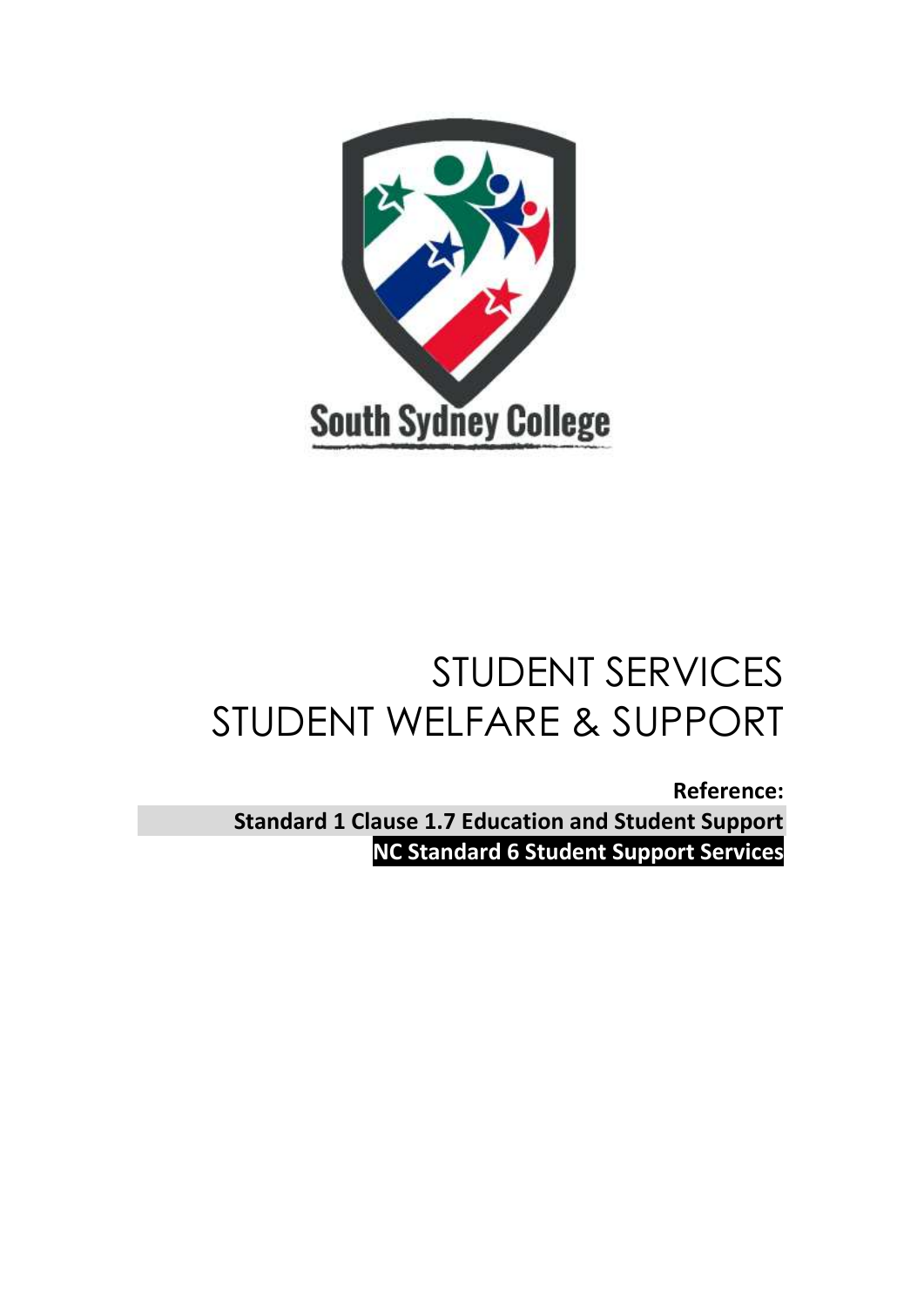South Sydney College

# STUDENT SERVICES
# STUDENT WELFARE & SUPPORT

**Reference:**

**Standard 1 Clause 1.7 Education and Student Support**

**NC Standard 6 Student Support Services**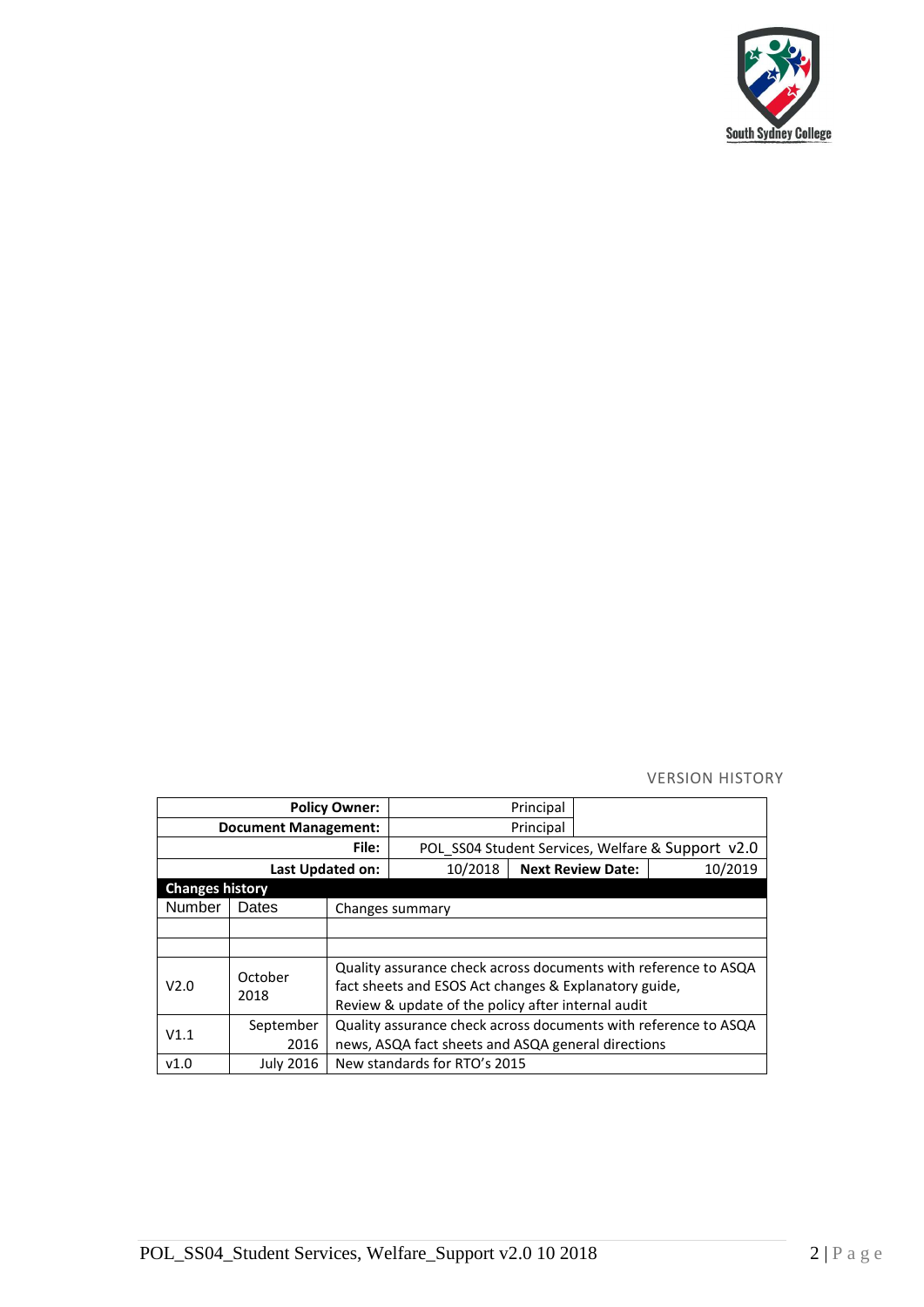VERSION HISTORY

| Policy Owner: | Principal | | |
|---|---|---|---|
| Document Management: | Principal | | |
| File: | POL_SS04 Student Services, Welfare & Support v2.0 | | |
| Last Updated on: | 10/2018 | Next Review Date: | 10/2019 |

**Changes history**

| Number | Dates | Changes summary |
|---|---|---|
| | | |
| | | |
| V2.0 | October 2018 | Quality assurance check across documents with reference to ASQA fact sheets and ESOS Act changes & Explanatory guide, Review & update of the policy after internal audit |
| V1.1 | September 2016 | Quality assurance check across documents with reference to ASQA news, ASQA fact sheets and ASQA general directions |
| v1.0 | July 2016 | New standards for RTO's 2015 |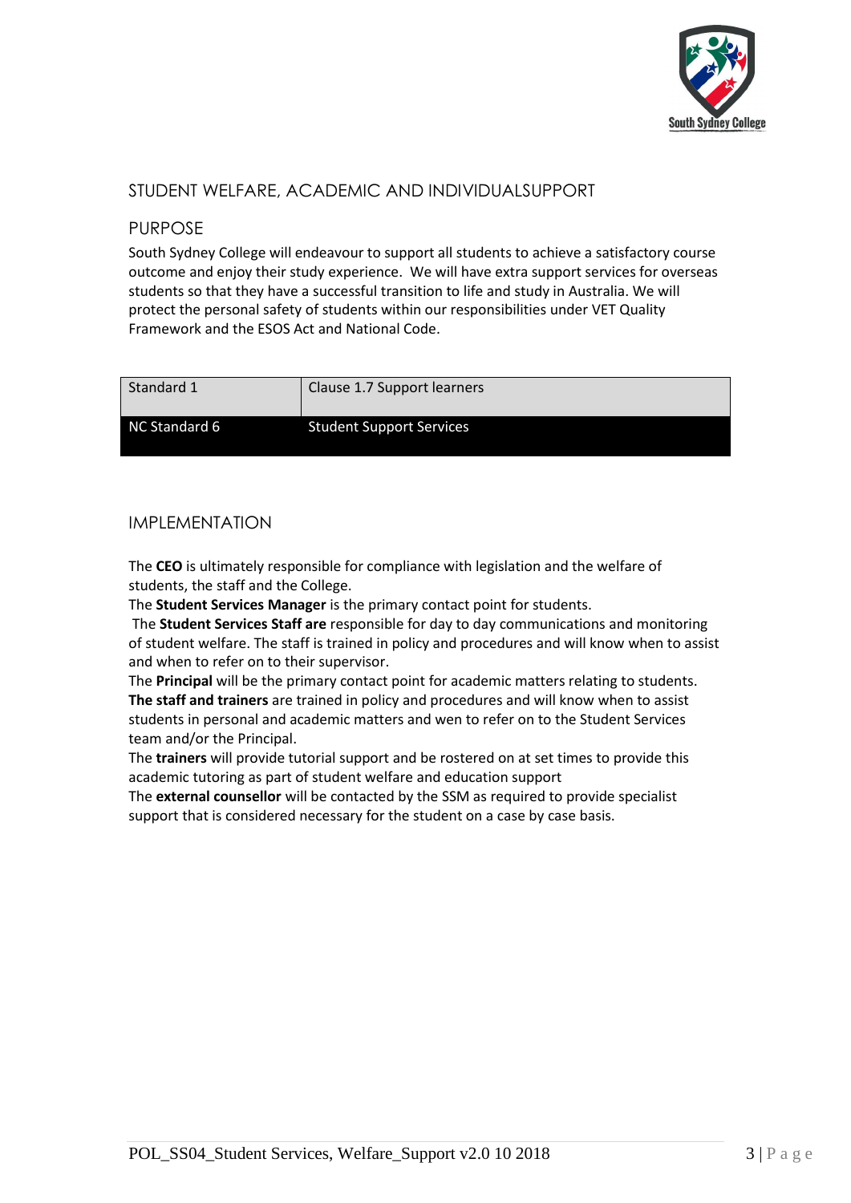## STUDENT WELFARE, ACADEMIC AND INDIVIDUALSUPPORT

## PURPOSE

South Sydney College will endeavour to support all students to achieve a satisfactory course outcome and enjoy their study experience. We will have extra support services for overseas students so that they have a successful transition to life and study in Australia. We will protect the personal safety of students within our responsibilities under VET Quality Framework and the ESOS Act and National Code.

| Standard 1 | Clause 1.7 Support learners |
| --- | --- |
| NC Standard 6 | Student Support Services |

## IMPLEMENTATION

The **CEO** is ultimately responsible for compliance with legislation and the welfare of students, the staff and the College.
The **Student Services Manager** is the primary contact point for students.
The **Student Services Staff are** responsible for day to day communications and monitoring of student welfare. The staff is trained in policy and procedures and will know when to assist and when to refer on to their supervisor.
The **Principal** will be the primary contact point for academic matters relating to students.
**The staff and trainers** are trained in policy and procedures and will know when to assist students in personal and academic matters and wen to refer on to the Student Services team and/or the Principal.
The **trainers** will provide tutorial support and be rostered on at set times to provide this academic tutoring as part of student welfare and education support
The **external counsellor** will be contacted by the SSM as required to provide specialist support that is considered necessary for the student on a case by case basis.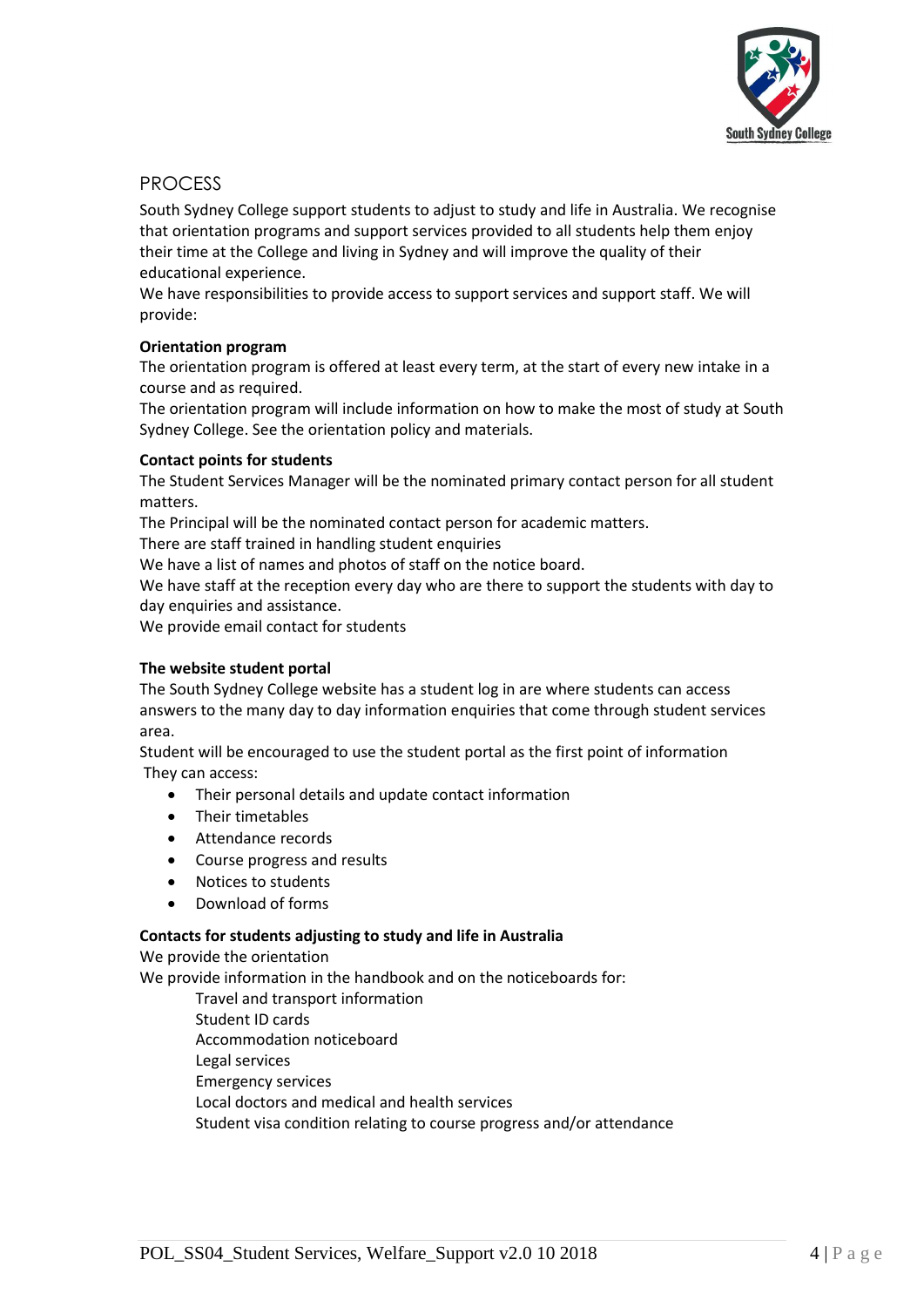## PROCESS

South Sydney College support students to adjust to study and life in Australia. We recognise that orientation programs and support services provided to all students help them enjoy their time at the College and living in Sydney and will improve the quality of their educational experience.

We have responsibilities to provide access to support services and support staff. We will provide:

**Orientation program**

The orientation program is offered at least every term, at the start of every new intake in a course and as required.

The orientation program will include information on how to make the most of study at South Sydney College. See the orientation policy and materials.

**Contact points for students**

The Student Services Manager will be the nominated primary contact person for all student matters.

The Principal will be the nominated contact person for academic matters.

There are staff trained in handling student enquiries

We have a list of names and photos of staff on the notice board.

We have staff at the reception every day who are there to support the students with day to day enquiries and assistance.

We provide email contact for students

**The website student portal**

The South Sydney College website has a student log in are where students can access answers to the many day to day information enquiries that come through student services area.

Student will be encouraged to use the student portal as the first point of information

They can access:

- Their personal details and update contact information
- Their timetables
- Attendance records
- Course progress and results
- Notices to students
- Download of forms

**Contacts for students adjusting to study and life in Australia**

We provide the orientation

We provide information in the handbook and on the noticeboards for:

Travel and transport information
Student ID cards
Accommodation noticeboard
Legal services
Emergency services
Local doctors and medical and health services
Student visa condition relating to course progress and/or attendance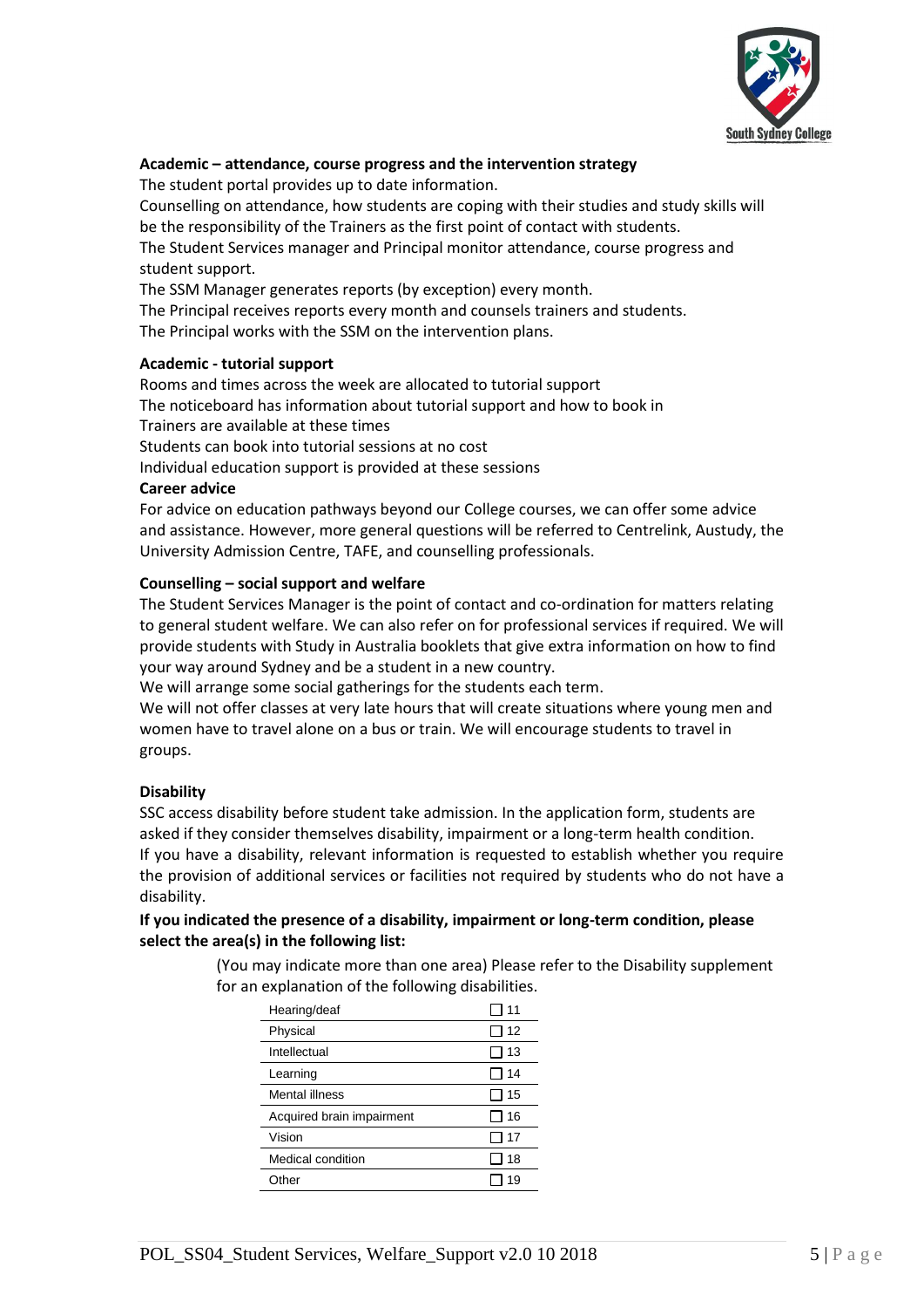**Academic – attendance, course progress and the intervention strategy**

The student portal provides up to date information.
Counselling on attendance, how students are coping with their studies and study skills will be the responsibility of the Trainers as the first point of contact with students.
The Student Services manager and Principal monitor attendance, course progress and student support.
The SSM Manager generates reports (by exception) every month.
The Principal receives reports every month and counsels trainers and students.
The Principal works with the SSM on the intervention plans.

**Academic - tutorial support**

Rooms and times across the week are allocated to tutorial support
The noticeboard has information about tutorial support and how to book in
Trainers are available at these times
Students can book into tutorial sessions at no cost
Individual education support is provided at these sessions

**Career advice**

For advice on education pathways beyond our College courses, we can offer some advice and assistance. However, more general questions will be referred to Centrelink, Austudy, the University Admission Centre, TAFE, and counselling professionals.

**Counselling – social support and welfare**

The Student Services Manager is the point of contact and co-ordination for matters relating to general student welfare. We can also refer on for professional services if required. We will provide students with Study in Australia booklets that give extra information on how to find your way around Sydney and be a student in a new country.
We will arrange some social gatherings for the students each term.
We will not offer classes at very late hours that will create situations where young men and women have to travel alone on a bus or train. We will encourage students to travel in groups.

**Disability**

SSC access disability before student take admission. In the application form, students are asked if they consider themselves disability, impairment or a long-term health condition.
If you have a disability, relevant information is requested to establish whether you require the provision of additional services or facilities not required by students who do not have a disability.

**If you indicated the presence of a disability, impairment or long-term condition, please select the area(s) in the following list:**

(You may indicate more than one area) Please refer to the Disability supplement for an explanation of the following disabilities.

| | |
|---|---|
| Hearing/deaf | ☐ 11 |
| Physical | ☐ 12 |
| Intellectual | ☐ 13 |
| Learning | ☐ 14 |
| Mental illness | ☐ 15 |
| Acquired brain impairment | ☐ 16 |
| Vision | ☐ 17 |
| Medical condition | ☐ 18 |
| Other | ☐ 19 |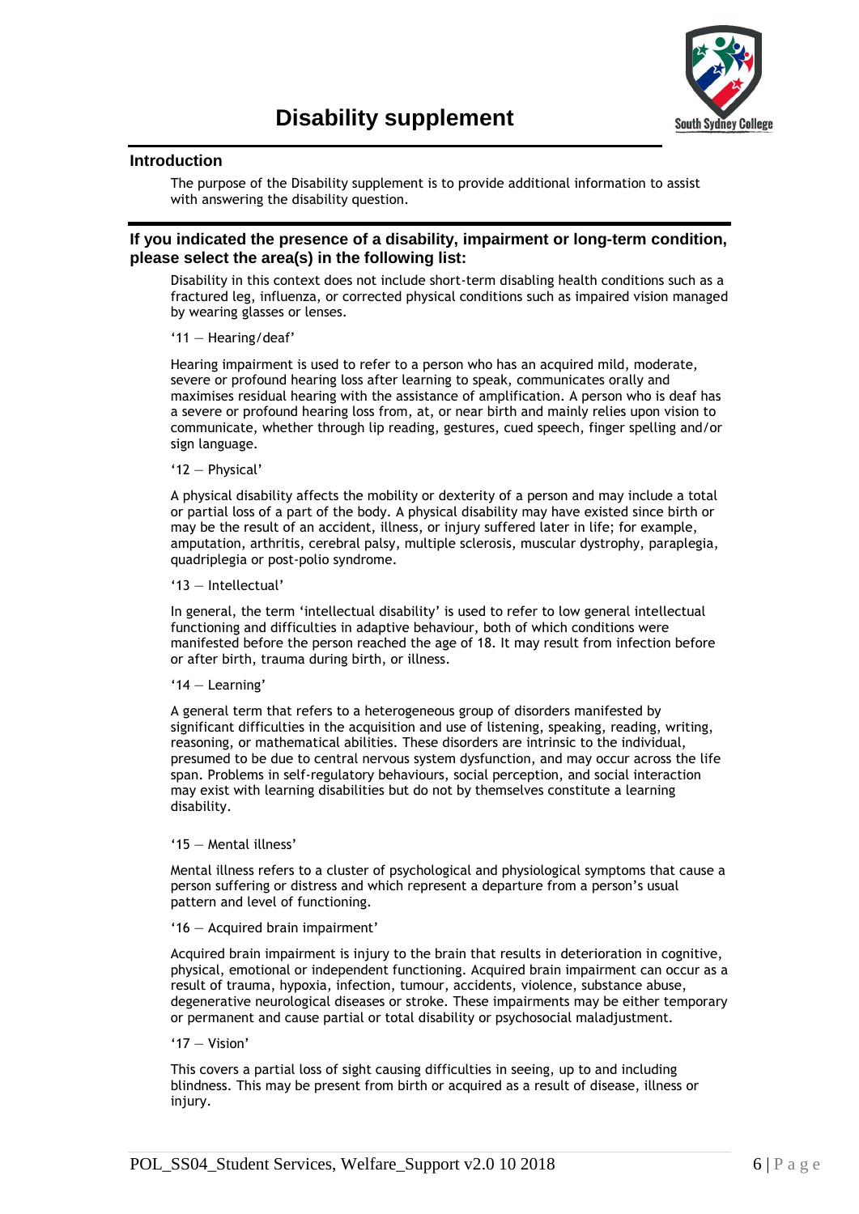# Disability supplement

## Introduction

The purpose of the Disability supplement is to provide additional information to assist with answering the disability question.

## If you indicated the presence of a disability, impairment or long-term condition, please select the area(s) in the following list:

Disability in this context does not include short-term disabling health conditions such as a fractured leg, influenza, or corrected physical conditions such as impaired vision managed by wearing glasses or lenses.

'11 — Hearing/deaf'

Hearing impairment is used to refer to a person who has an acquired mild, moderate, severe or profound hearing loss after learning to speak, communicates orally and maximises residual hearing with the assistance of amplification. A person who is deaf has a severe or profound hearing loss from, at, or near birth and mainly relies upon vision to communicate, whether through lip reading, gestures, cued speech, finger spelling and/or sign language.

'12 — Physical'

A physical disability affects the mobility or dexterity of a person and may include a total or partial loss of a part of the body. A physical disability may have existed since birth or may be the result of an accident, illness, or injury suffered later in life; for example, amputation, arthritis, cerebral palsy, multiple sclerosis, muscular dystrophy, paraplegia, quadriplegia or post-polio syndrome.

'13 — Intellectual'

In general, the term 'intellectual disability' is used to refer to low general intellectual functioning and difficulties in adaptive behaviour, both of which conditions were manifested before the person reached the age of 18. It may result from infection before or after birth, trauma during birth, or illness.

'14 — Learning'

A general term that refers to a heterogeneous group of disorders manifested by significant difficulties in the acquisition and use of listening, speaking, reading, writing, reasoning, or mathematical abilities. These disorders are intrinsic to the individual, presumed to be due to central nervous system dysfunction, and may occur across the life span. Problems in self-regulatory behaviours, social perception, and social interaction may exist with learning disabilities but do not by themselves constitute a learning disability.

'15 — Mental illness'

Mental illness refers to a cluster of psychological and physiological symptoms that cause a person suffering or distress and which represent a departure from a person's usual pattern and level of functioning.

'16 — Acquired brain impairment'

Acquired brain impairment is injury to the brain that results in deterioration in cognitive, physical, emotional or independent functioning. Acquired brain impairment can occur as a result of trauma, hypoxia, infection, tumour, accidents, violence, substance abuse, degenerative neurological diseases or stroke. These impairments may be either temporary or permanent and cause partial or total disability or psychosocial maladjustment.

'17 — Vision'

This covers a partial loss of sight causing difficulties in seeing, up to and including blindness. This may be present from birth or acquired as a result of disease, illness or injury.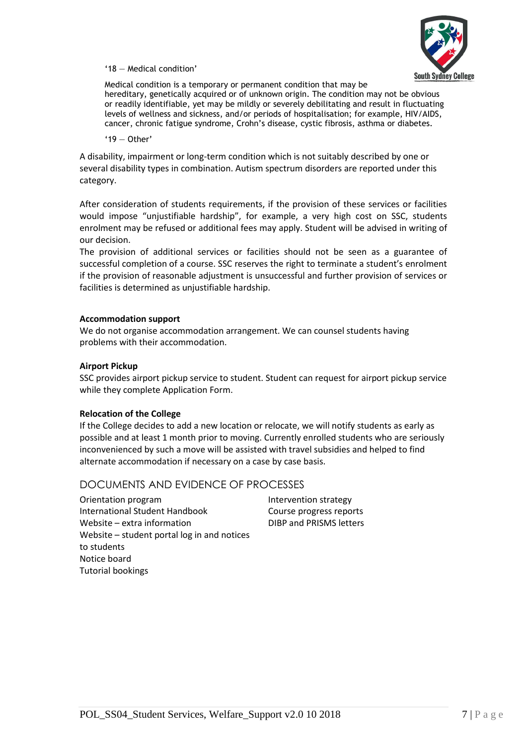'18 — Medical condition'

Medical condition is a temporary or permanent condition that may be hereditary, genetically acquired or of unknown origin. The condition may not be obvious or readily identifiable, yet may be mildly or severely debilitating and result in fluctuating levels of wellness and sickness, and/or periods of hospitalisation; for example, HIV/AIDS, cancer, chronic fatigue syndrome, Crohn's disease, cystic fibrosis, asthma or diabetes.

'19 — Other'

A disability, impairment or long-term condition which is not suitably described by one or several disability types in combination. Autism spectrum disorders are reported under this category.

After consideration of students requirements, if the provision of these services or facilities would impose "unjustifiable hardship", for example, a very high cost on SSC, students enrolment may be refused or additional fees may apply. Student will be advised in writing of our decision.

The provision of additional services or facilities should not be seen as a guarantee of successful completion of a course. SSC reserves the right to terminate a student's enrolment if the provision of reasonable adjustment is unsuccessful and further provision of services or facilities is determined as unjustifiable hardship.

**Accommodation support**

We do not organise accommodation arrangement. We can counsel students having problems with their accommodation.

**Airport Pickup**

SSC provides airport pickup service to student. Student can request for airport pickup service while they complete Application Form.

**Relocation of the College**

If the College decides to add a new location or relocate, we will notify students as early as possible and at least 1 month prior to moving. Currently enrolled students who are seriously inconvenienced by such a move will be assisted with travel subsidies and helped to find alternate accommodation if necessary on a case by case basis.

## DOCUMENTS AND EVIDENCE OF PROCESSES

Orientation program
International Student Handbook
Website – extra information
Website – student portal log in and notices to students
Notice board
Tutorial bookings
Intervention strategy
Course progress reports
DIBP and PRISMS letters